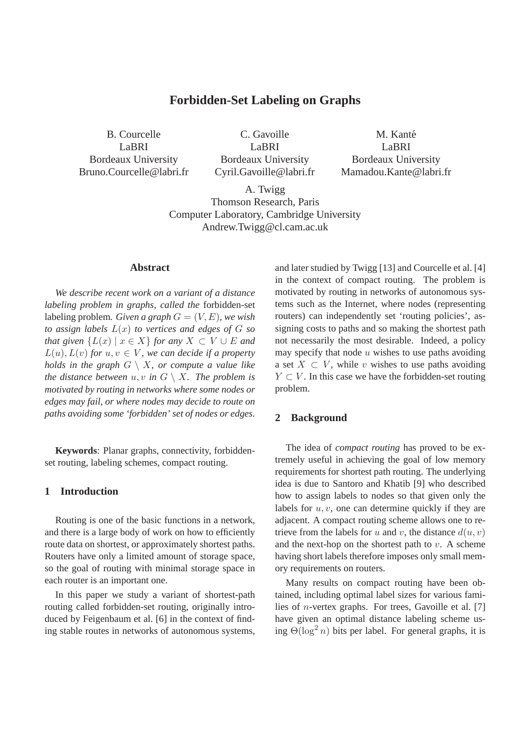# Forbidden-Set Labeling on Graphs

B. Courcelle
LaBRI
Bordeaux University
Bruno.Courcelle@labri.fr

C. Gavoille
LaBRI
Bordeaux University
Cyril.Gavoille@labri.fr

M. Kanté
LaBRI
Bordeaux University
Mamadou.Kante@labri.fr

A. Twigg
Thomson Research, Paris
Computer Laboratory, Cambridge University
Andrew.Twigg@cl.cam.ac.uk

### Abstract

*We describe recent work on a variant of a distance labeling problem in graphs, called the* forbidden-set labeling problem*. Given a graph $G = (V, E)$, we wish to assign labels $L(x)$ to vertices and edges of $G$ so that given $\{L(x) \mid x \in X\}$ for any $X \subset V \cup E$ and $L(u), L(v)$ for $u, v \in V$, we can decide if a property holds in the graph $G \setminus X$, or compute a value like the distance between $u, v$ in $G \setminus X$. The problem is motivated by routing in networks where some nodes or edges may fail, or where nodes may decide to route on paths avoiding some 'forbidden' set of nodes or edges.*

**Keywords**: Planar graphs, connectivity, forbidden-set routing, labeling schemes, compact routing.

## 1 Introduction

Routing is one of the basic functions in a network, and there is a large body of work on how to efficiently route data on shortest, or approximately shortest paths. Routers have only a limited amount of storage space, so the goal of routing with minimal storage space in each router is an important one.

In this paper we study a variant of shortest-path routing called forbidden-set routing, originally introduced by Feigenbaum et al. [6] in the context of finding stable routes in networks of autonomous systems, and later studied by Twigg [13] and Courcelle et al. [4] in the context of compact routing. The problem is motivated by routing in networks of autonomous systems such as the Internet, where nodes (representing routers) can independently set 'routing policies', assigning costs to paths and so making the shortest path not necessarily the most desirable. Indeed, a policy may specify that node $u$ wishes to use paths avoiding a set $X \subset V$, while $v$ wishes to use paths avoiding $Y \subset V$. In this case we have the forbidden-set routing problem.

## 2 Background

The idea of *compact routing* has proved to be extremely useful in achieving the goal of low memory requirements for shortest path routing. The underlying idea is due to Santoro and Khatib [9] who described how to assign labels to nodes so that given only the labels for $u, v$, one can determine quickly if they are adjacent. A compact routing scheme allows one to retrieve from the labels for $u$ and $v$, the distance $d(u, v)$ and the next-hop on the shortest path to $v$. A scheme having short labels therefore imposes only small memory requirements on routers.

Many results on compact routing have been obtained, including optimal label sizes for various families of $n$-vertex graphs. For trees, Gavoille et al. [7] have given an optimal distance labeling scheme using $\Theta(\log^2 n)$ bits per label. For general graphs, it is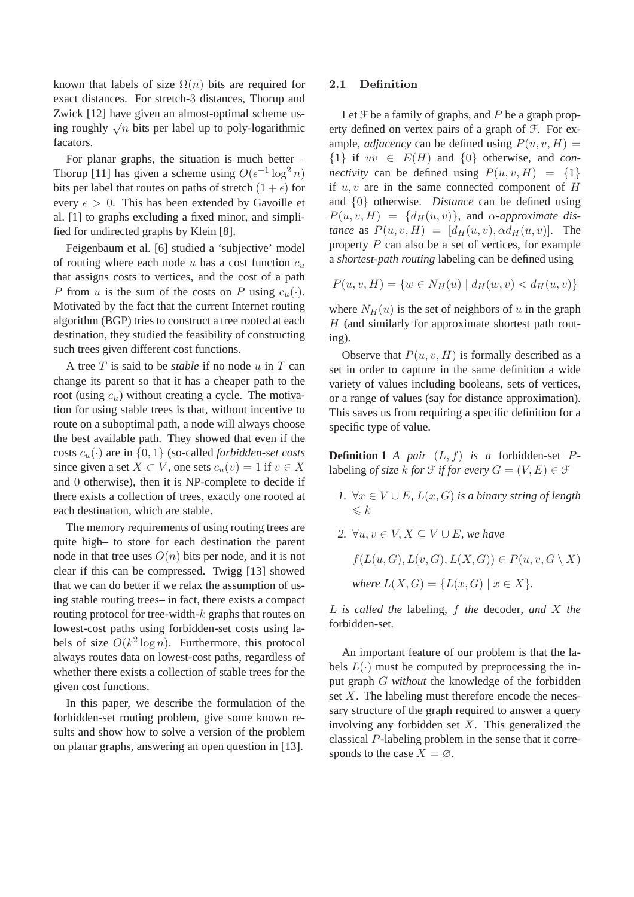known that labels of size $\Omega(n)$ bits are required for exact distances. For stretch-3 distances, Thorup and Zwick [12] have given an almost-optimal scheme using roughly $\sqrt{n}$ bits per label up to poly-logarithmic facators.

For planar graphs, the situation is much better – Thorup [11] has given a scheme using $O(\epsilon^{-1}\log^2 n)$ bits per label that routes on paths of stretch $(1+\epsilon)$ for every $\epsilon > 0$. This has been extended by Gavoille et al. [1] to graphs excluding a fixed minor, and simplified for undirected graphs by Klein [8].

Feigenbaum et al. [6] studied a 'subjective' model of routing where each node $u$ has a cost function $c_u$ that assigns costs to vertices, and the cost of a path $P$ from $u$ is the sum of the costs on $P$ using $c_u(\cdot)$. Motivated by the fact that the current Internet routing algorithm (BGP) tries to construct a tree rooted at each destination, they studied the feasibility of constructing such trees given different cost functions.

A tree $T$ is said to be *stable* if no node $u$ in $T$ can change its parent so that it has a cheaper path to the root (using $c_u$) without creating a cycle. The motivation for using stable trees is that, without incentive to route on a suboptimal path, a node will always choose the best available path. They showed that even if the costs $c_u(\cdot)$ are in $\{0, 1\}$ (so-called *forbidden-set costs* since given a set $X \subset V$, one sets $c_u(v) = 1$ if $v \in X$ and $0$ otherwise), then it is NP-complete to decide if there exists a collection of trees, exactly one rooted at each destination, which are stable.

The memory requirements of using routing trees are quite high– to store for each destination the parent node in that tree uses $O(n)$ bits per node, and it is not clear if this can be compressed. Twigg [13] showed that we can do better if we relax the assumption of using stable routing trees– in fact, there exists a compact routing protocol for tree-width-$k$ graphs that routes on lowest-cost paths using forbidden-set costs using labels of size $O(k^2 \log n)$. Furthermore, this protocol always routes data on lowest-cost paths, regardless of whether there exists a collection of stable trees for the given cost functions.

In this paper, we describe the formulation of the forbidden-set routing problem, give some known results and show how to solve a version of the problem on planar graphs, answering an open question in [13].

### 2.1 Definition

Let $\mathcal{F}$ be a family of graphs, and $P$ be a graph property defined on vertex pairs of a graph of $\mathcal{F}$. For example, *adjacency* can be defined using $P(u, v, H) = \{1\}$ if $uv \in E(H)$ and $\{0\}$ otherwise, and *connectivity* can be defined using $P(u, v, H) = \{1\}$ if $u, v$ are in the same connected component of $H$ and $\{0\}$ otherwise. *Distance* can be defined using $P(u, v, H) = \{d_H(u, v)\}$, and *$\alpha$-approximate distance* as $P(u, v, H) = [d_H(u, v), \alpha d_H(u, v)]$. The property $P$ can also be a set of vertices, for example a *shortest-path routing* labeling can be defined using

$$P(u, v, H) = \{w \in N_H(u) \mid d_H(w, v) < d_H(u, v)\}$$

where $N_H(u)$ is the set of neighbors of $u$ in the graph $H$ (and similarly for approximate shortest path routing).

Observe that $P(u, v, H)$ is formally described as a set in order to capture in the same definition a wide variety of values including booleans, sets of vertices, or a range of values (say for distance approximation). This saves us from requiring a specific definition for a specific type of value.

**Definition 1** *A pair $(L, f)$ is a* forbidden-set $P$-labeling *of size $k$ for $\mathcal{F}$ if for every $G = (V, E) \in \mathcal{F}$*

1. *$\forall x \in V \cup E$, $L(x, G)$ is a binary string of length $\leqslant k$*
2. *$\forall u, v \in V, X \subseteq V \cup E$, we have*

   $$f(L(u, G), L(v, G), L(X, G)) \in P(u, v, G \setminus X)$$

   *where $L(X, G) = \{L(x, G) \mid x \in X\}$.*

*$L$ is called the* labeling*, $f$ the* decoder*, and $X$ the* forbidden-set.

An important feature of our problem is that the labels $L(\cdot)$ must be computed by preprocessing the input graph $G$ *without* the knowledge of the forbidden set $X$. The labeling must therefore encode the necessary structure of the graph required to answer a query involving any forbidden set $X$. This generalized the classical $P$-labeling problem in the sense that it corresponds to the case $X = \varnothing$.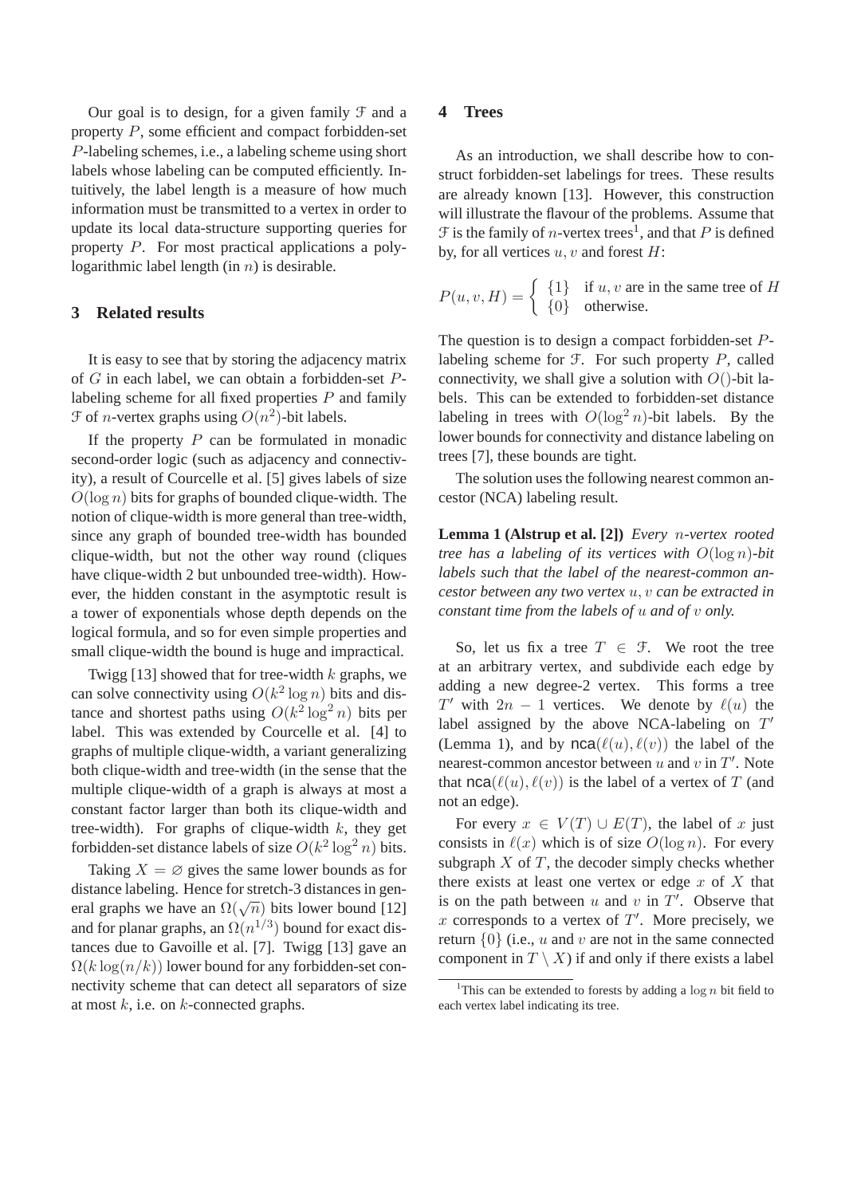Our goal is to design, for a given family $\mathcal{F}$ and a property $P$, some efficient and compact forbidden-set $P$-labeling schemes, i.e., a labeling scheme using short labels whose labeling can be computed efficiently. Intuitively, the label length is a measure of how much information must be transmitted to a vertex in order to update its local data-structure supporting queries for property $P$. For most practical applications a polylogarithmic label length (in $n$) is desirable.

## 3 Related results

It is easy to see that by storing the adjacency matrix of $G$ in each label, we can obtain a forbidden-set $P$-labeling scheme for all fixed properties $P$ and family $\mathcal{F}$ of $n$-vertex graphs using $O(n^2)$-bit labels.

If the property $P$ can be formulated in monadic second-order logic (such as adjacency and connectivity), a result of Courcelle et al. [5] gives labels of size $O(\log n)$ bits for graphs of bounded clique-width. The notion of clique-width is more general than tree-width, since any graph of bounded tree-width has bounded clique-width, but not the other way round (cliques have clique-width 2 but unbounded tree-width). However, the hidden constant in the asymptotic result is a tower of exponentials whose depth depends on the logical formula, and so for even simple properties and small clique-width the bound is huge and impractical.

Twigg [13] showed that for tree-width $k$ graphs, we can solve connectivity using $O(k^2 \log n)$ bits and distance and shortest paths using $O(k^2 \log^2 n)$ bits per label. This was extended by Courcelle et al. [4] to graphs of multiple clique-width, a variant generalizing both clique-width and tree-width (in the sense that the multiple clique-width of a graph is always at most a constant factor larger than both its clique-width and tree-width). For graphs of clique-width $k$, they get forbidden-set distance labels of size $O(k^2 \log^2 n)$ bits.

Taking $X = \varnothing$ gives the same lower bounds as for distance labeling. Hence for stretch-3 distances in general graphs we have an $\Omega(\sqrt{n})$ bits lower bound [12] and for planar graphs, an $\Omega(n^{1/3})$ bound for exact distances due to Gavoille et al. [7]. Twigg [13] gave an $\Omega(k \log(n/k))$ lower bound for any forbidden-set connectivity scheme that can detect all separators of size at most $k$, i.e. on $k$-connected graphs.

## 4 Trees

As an introduction, we shall describe how to construct forbidden-set labelings for trees. These results are already known [13]. However, this construction will illustrate the flavour of the problems. Assume that $\mathcal{F}$ is the family of $n$-vertex trees[1], and that $P$ is defined by, for all vertices $u, v$ and forest $H$:

$$P(u,v,H) = \begin{cases} \{1\} & \text{if } u, v \text{ are in the same tree of } H \\ \{0\} & \text{otherwise.} \end{cases}$$

The question is to design a compact forbidden-set $P$-labeling scheme for $\mathcal{F}$. For such property $P$, called connectivity, we shall give a solution with $O()$-bit labels. This can be extended to forbidden-set distance labeling in trees with $O(\log^2 n)$-bit labels. By the lower bounds for connectivity and distance labeling on trees [7], these bounds are tight.

The solution uses the following nearest common ancestor (NCA) labeling result.

**Lemma 1 (Alstrup et al. [2])** *Every $n$-vertex rooted tree has a labeling of its vertices with $O(\log n)$-bit labels such that the label of the nearest-common ancestor between any two vertex $u, v$ can be extracted in constant time from the labels of $u$ and of $v$ only.*

So, let us fix a tree $T \in \mathcal{F}$. We root the tree at an arbitrary vertex, and subdivide each edge by adding a new degree-2 vertex. This forms a tree $T'$ with $2n-1$ vertices. We denote by $\ell(u)$ the label assigned by the above NCA-labeling on $T'$ (Lemma 1), and by $\mathsf{nca}(\ell(u), \ell(v))$ the label of the nearest-common ancestor between $u$ and $v$ in $T'$. Note that $\mathsf{nca}(\ell(u), \ell(v))$ is the label of a vertex of $T$ (and not an edge).

For every $x \in V(T) \cup E(T)$, the label of $x$ just consists in $\ell(x)$ which is of size $O(\log n)$. For every subgraph $X$ of $T$, the decoder simply checks whether there exists at least one vertex or edge $x$ of $X$ that is on the path between $u$ and $v$ in $T'$. Observe that $x$ corresponds to a vertex of $T'$. More precisely, we return $\{0\}$ (i.e., $u$ and $v$ are not in the same connected component in $T \setminus X$) if and only if there exists a label

[1] This can be extended to forests by adding a $\log n$ bit field to each vertex label indicating its tree.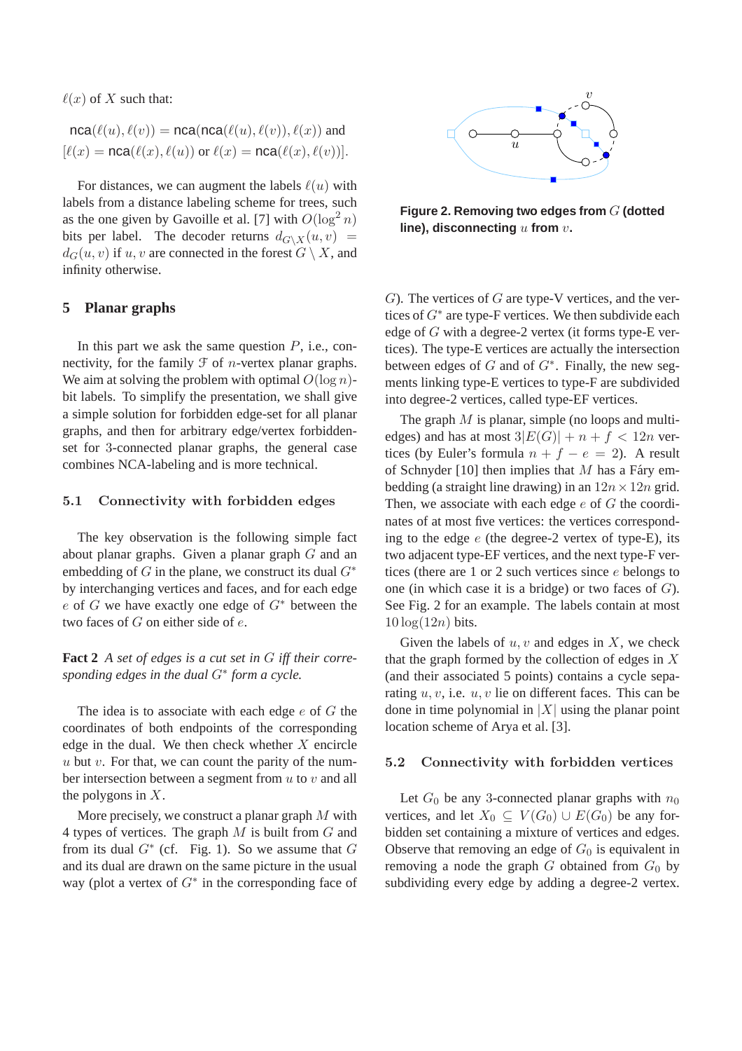$\ell(x)$ of $X$ such that:

$\mathsf{nca}(\ell(u), \ell(v)) = \mathsf{nca}(\mathsf{nca}(\ell(u), \ell(v)), \ell(x))$ and $[\ell(x) = \mathsf{nca}(\ell(x), \ell(u))$ or $\ell(x) = \mathsf{nca}(\ell(x), \ell(v))]$.

For distances, we can augment the labels $\ell(u)$ with labels from a distance labeling scheme for trees, such as the one given by Gavoille et al. [7] with $O(\log^2 n)$ bits per label. The decoder returns $d_{G \setminus X}(u, v) = d_G(u, v)$ if $u, v$ are connected in the forest $G \setminus X$, and infinity otherwise.

## 5 Planar graphs

In this part we ask the same question $P$, i.e., connectivity, for the family $\mathcal{F}$ of $n$-vertex planar graphs. We aim at solving the problem with optimal $O(\log n)$-bit labels. To simplify the presentation, we shall give a simple solution for forbidden edge-set for all planar graphs, and then for arbitrary edge/vertex forbidden-set for 3-connected planar graphs, the general case combines NCA-labeling and is more technical.

### 5.1 Connectivity with forbidden edges

The key observation is the following simple fact about planar graphs. Given a planar graph $G$ and an embedding of $G$ in the plane, we construct its dual $G^*$ by interchanging vertices and faces, and for each edge $e$ of $G$ we have exactly one edge of $G^*$ between the two faces of $G$ on either side of $e$.

**Fact 2** *A set of edges is a cut set in $G$ iff their corresponding edges in the dual $G^*$ form a cycle.*

The idea is to associate with each edge $e$ of $G$ the coordinates of both endpoints of the corresponding edge in the dual. We then check whether $X$ encircle $u$ but $v$. For that, we can count the parity of the number intersection between a segment from $u$ to $v$ and all the polygons in $X$.

More precisely, we construct a planar graph $M$ with 4 types of vertices. The graph $M$ is built from $G$ and from its dual $G^*$ (cf. Fig. 1). So we assume that $G$ and its dual are drawn on the same picture in the usual way (plot a vertex of $G^*$ in the corresponding face of $G$). The vertices of $G$ are type-V vertices, and the vertices of $G^*$ are type-F vertices. We then subdivide each edge of $G$ with a degree-2 vertex (it forms type-E vertices). The type-E vertices are actually the intersection between edges of $G$ and of $G^*$. Finally, the new segments linking type-E vertices to type-F are subdivided into degree-2 vertices, called type-EF vertices.

**Figure 2. Removing two edges from $G$ (dotted line), disconnecting $u$ from $v$.**

The graph $M$ is planar, simple (no loops and multi-edges) and has at most $3|E(G)| + n + f < 12n$ vertices (by Euler's formula $n + f - e = 2$). A result of Schnyder [10] then implies that $M$ has a Fáry embedding (a straight line drawing) in an $12n \times 12n$ grid. Then, we associate with each edge $e$ of $G$ the coordinates of at most five vertices: the vertices corresponding to the edge $e$ (the degree-2 vertex of type-E), its two adjacent type-EF vertices, and the next type-F vertices (there are 1 or 2 such vertices since $e$ belongs to one (in which case it is a bridge) or two faces of $G$). See Fig. 2 for an example. The labels contain at most $10 \log(12n)$ bits.

Given the labels of $u, v$ and edges in $X$, we check that the graph formed by the collection of edges in $X$ (and their associated 5 points) contains a cycle separating $u, v$, i.e. $u, v$ lie on different faces. This can be done in time polynomial in $|X|$ using the planar point location scheme of Arya et al. [3].

### 5.2 Connectivity with forbidden vertices

Let $G_0$ be any 3-connected planar graphs with $n_0$ vertices, and let $X_0 \subseteq V(G_0) \cup E(G_0)$ be any forbidden set containing a mixture of vertices and edges. Observe that removing an edge of $G_0$ is equivalent in removing a node the graph $G$ obtained from $G_0$ by subdividing every edge by adding a degree-2 vertex.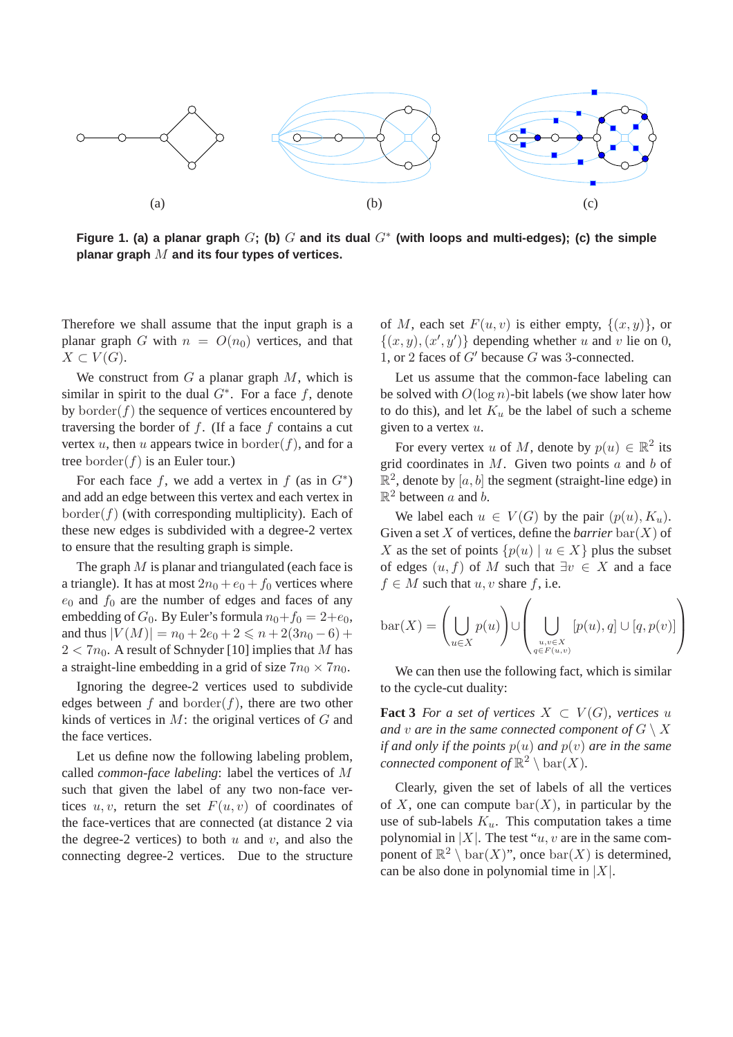(a) (b) (c)

**Figure 1. (a) a planar graph $G$; (b) $G$ and its dual $G^*$ (with loops and multi-edges); (c) the simple planar graph $M$ and its four types of vertices.**

Therefore we shall assume that the input graph is a planar graph $G$ with $n = O(n_0)$ vertices, and that $X \subset V(G)$.

We construct from $G$ a planar graph $M$, which is similar in spirit to the dual $G^*$. For a face $f$, denote by $\mathrm{border}(f)$ the sequence of vertices encountered by traversing the border of $f$. (If a face $f$ contains a cut vertex $u$, then $u$ appears twice in $\mathrm{border}(f)$, and for a tree $\mathrm{border}(f)$ is an Euler tour.)

For each face $f$, we add a vertex in $f$ (as in $G^*$) and add an edge between this vertex and each vertex in $\mathrm{border}(f)$ (with corresponding multiplicity). Each of these new edges is subdivided with a degree-2 vertex to ensure that the resulting graph is simple.

The graph $M$ is planar and triangulated (each face is a triangle). It has at most $2n_0 + e_0 + f_0$ vertices where $e_0$ and $f_0$ are the number of edges and faces of any embedding of $G_0$. By Euler's formula $n_0 + f_0 = 2 + e_0$, and thus $|V(M)| = n_0 + 2e_0 + 2 \leqslant n + 2(3n_0 - 6) + 2 < 7n_0$. A result of Schnyder [10] implies that $M$ has a straight-line embedding in a grid of size $7n_0 \times 7n_0$.

Ignoring the degree-2 vertices used to subdivide edges between $f$ and $\mathrm{border}(f)$, there are two other kinds of vertices in $M$: the original vertices of $G$ and the face vertices.

Let us define now the following labeling problem, called *common-face labeling*: label the vertices of $M$ such that given the label of any two non-face vertices $u, v$, return the set $F(u, v)$ of coordinates of the face-vertices that are connected (at distance 2 via the degree-2 vertices) to both $u$ and $v$, and also the connecting degree-2 vertices. Due to the structure of $M$, each set $F(u, v)$ is either empty, $\{(x, y)\}$, or $\{(x, y), (x', y')\}$ depending whether $u$ and $v$ lie on 0, 1, or 2 faces of $G'$ because $G$ was 3-connected.

Let us assume that the common-face labeling can be solved with $O(\log n)$-bit labels (we show later how to do this), and let $K_u$ be the label of such a scheme given to a vertex $u$.

For every vertex $u$ of $M$, denote by $p(u) \in \mathbb{R}^2$ its grid coordinates in $M$. Given two points $a$ and $b$ of $\mathbb{R}^2$, denote by $[a, b]$ the segment (straight-line edge) in $\mathbb{R}^2$ between $a$ and $b$.

We label each $u \in V(G)$ by the pair $(p(u), K_u)$. Given a set $X$ of vertices, define the *barrier* $\mathrm{bar}(X)$ of $X$ as the set of points $\{p(u) \mid u \in X\}$ plus the subset of edges $(u, f)$ of $M$ such that $\exists v \in X$ and a face $f \in M$ such that $u, v$ share $f$, i.e.

$$\mathrm{bar}(X) = \left( \bigcup_{u \in X} p(u) \right) \cup \left( \bigcup_{\substack{u,v \in X \\ q \in F(u,v)}} [p(u), q] \cup [q, p(v)] \right)$$

We can then use the following fact, which is similar to the cycle-cut duality:

**Fact 3** *For a set of vertices $X \subset V(G)$, vertices $u$ and $v$ are in the same connected component of $G \setminus X$ if and only if the points $p(u)$ and $p(v)$ are in the same connected component of $\mathbb{R}^2 \setminus \mathrm{bar}(X)$.*

Clearly, given the set of labels of all the vertices of $X$, one can compute $\mathrm{bar}(X)$, in particular by the use of sub-labels $K_u$. This computation takes a time polynomial in $|X|$. The test "$u, v$ are in the same component of $\mathbb{R}^2 \setminus \mathrm{bar}(X)$", once $\mathrm{bar}(X)$ is determined, can be also done in polynomial time in $|X|$.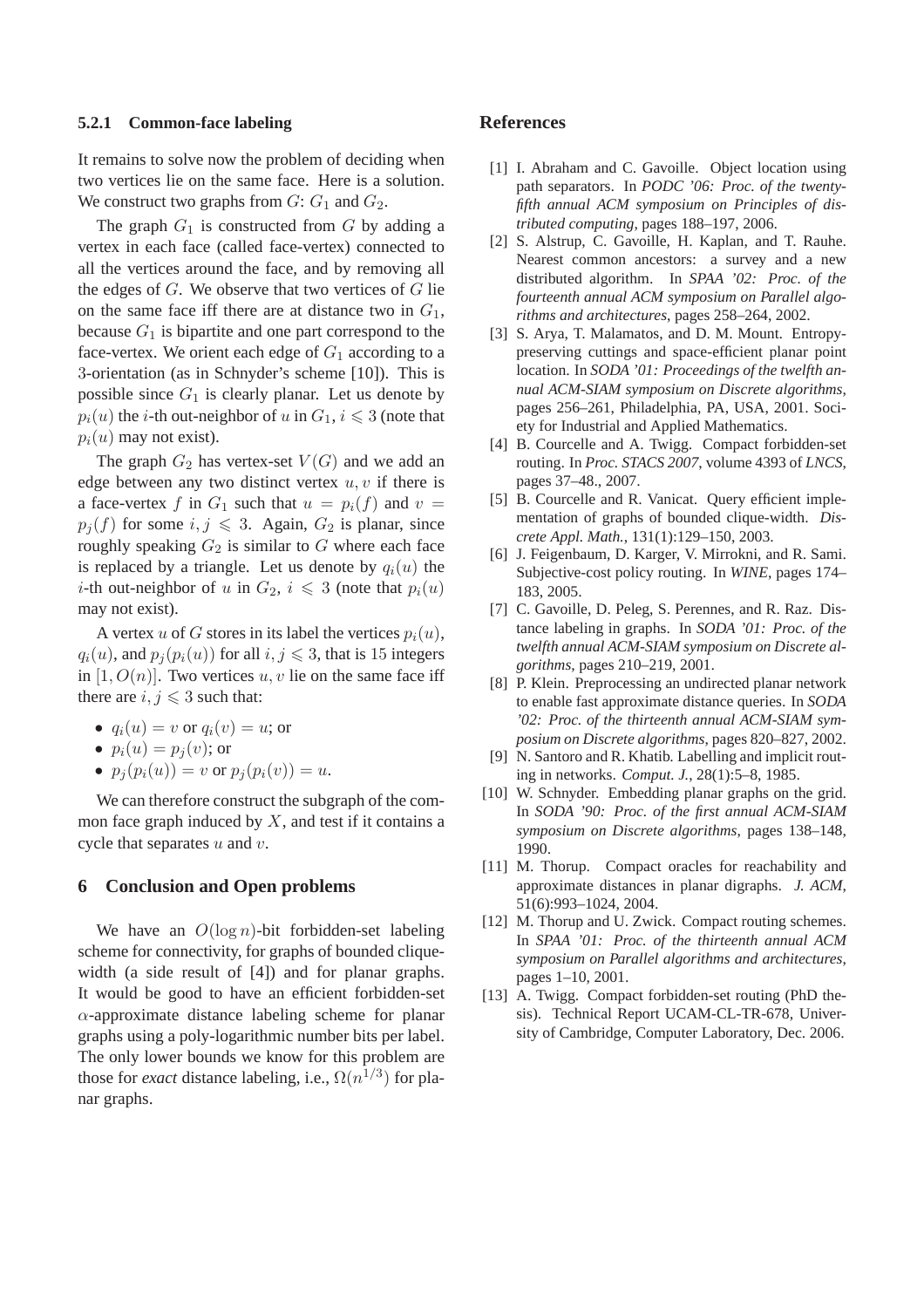### 5.2.1 Common-face labeling

It remains to solve now the problem of deciding when two vertices lie on the same face. Here is a solution. We construct two graphs from $G$: $G_1$ and $G_2$.

The graph $G_1$ is constructed from $G$ by adding a vertex in each face (called face-vertex) connected to all the vertices around the face, and by removing all the edges of $G$. We observe that two vertices of $G$ lie on the same face iff there are at distance two in $G_1$, because $G_1$ is bipartite and one part correspond to the face-vertex. We orient each edge of $G_1$ according to a 3-orientation (as in Schnyder's scheme [10]). This is possible since $G_1$ is clearly planar. Let us denote by $p_i(u)$ the $i$-th out-neighbor of $u$ in $G_1$, $i \leqslant 3$ (note that $p_i(u)$ may not exist).

The graph $G_2$ has vertex-set $V(G)$ and we add an edge between any two distinct vertex $u, v$ if there is a face-vertex $f$ in $G_1$ such that $u = p_i(f)$ and $v = p_j(f)$ for some $i, j \leqslant 3$. Again, $G_2$ is planar, since roughly speaking $G_2$ is similar to $G$ where each face is replaced by a triangle. Let us denote by $q_i(u)$ the $i$-th out-neighbor of $u$ in $G_2$, $i \leqslant 3$ (note that $p_i(u)$ may not exist).

A vertex $u$ of $G$ stores in its label the vertices $p_i(u)$, $q_i(u)$, and $p_j(p_i(u))$ for all $i, j \leqslant 3$, that is 15 integers in $[1, O(n)]$. Two vertices $u, v$ lie on the same face iff there are $i, j \leqslant 3$ such that:

- $q_i(u) = v$ or $q_i(v) = u$; or
- $p_i(u) = p_j(v)$; or
- $p_j(p_i(u)) = v$ or $p_j(p_i(v)) = u$.

We can therefore construct the subgraph of the common face graph induced by $X$, and test if it contains a cycle that separates $u$ and $v$.

## 6 Conclusion and Open problems

We have an $O(\log n)$-bit forbidden-set labeling scheme for connectivity, for graphs of bounded clique-width (a side result of [4]) and for planar graphs. It would be good to have an efficient forbidden-set $\alpha$-approximate distance labeling scheme for planar graphs using a poly-logarithmic number bits per label. The only lower bounds we know for this problem are those for *exact* distance labeling, i.e., $\Omega(n^{1/3})$ for planar graphs.

## References

[1] I. Abraham and C. Gavoille. Object location using path separators. In *PODC '06: Proc. of the twenty-fifth annual ACM symposium on Principles of distributed computing*, pages 188–197, 2006.

[2] S. Alstrup, C. Gavoille, H. Kaplan, and T. Rauhe. Nearest common ancestors: a survey and a new distributed algorithm. In *SPAA '02: Proc. of the fourteenth annual ACM symposium on Parallel algorithms and architectures*, pages 258–264, 2002.

[3] S. Arya, T. Malamatos, and D. M. Mount. Entropy-preserving cuttings and space-efficient planar point location. In *SODA '01: Proceedings of the twelfth annual ACM-SIAM symposium on Discrete algorithms*, pages 256–261, Philadelphia, PA, USA, 2001. Society for Industrial and Applied Mathematics.

[4] B. Courcelle and A. Twigg. Compact forbidden-set routing. In *Proc. STACS 2007*, volume 4393 of *LNCS*, pages 37–48., 2007.

[5] B. Courcelle and R. Vanicat. Query efficient implementation of graphs of bounded clique-width. *Discrete Appl. Math.*, 131(1):129–150, 2003.

[6] J. Feigenbaum, D. Karger, V. Mirrokni, and R. Sami. Subjective-cost policy routing. In *WINE*, pages 174–183, 2005.

[7] C. Gavoille, D. Peleg, S. Perennes, and R. Raz. Distance labeling in graphs. In *SODA '01: Proc. of the twelfth annual ACM-SIAM symposium on Discrete algorithms*, pages 210–219, 2001.

[8] P. Klein. Preprocessing an undirected planar network to enable fast approximate distance queries. In *SODA '02: Proc. of the thirteenth annual ACM-SIAM symposium on Discrete algorithms*, pages 820–827, 2002.

[9] N. Santoro and R. Khatib. Labelling and implicit routing in networks. *Comput. J.*, 28(1):5–8, 1985.

[10] W. Schnyder. Embedding planar graphs on the grid. In *SODA '90: Proc. of the first annual ACM-SIAM symposium on Discrete algorithms*, pages 138–148, 1990.

[11] M. Thorup. Compact oracles for reachability and approximate distances in planar digraphs. *J. ACM*, 51(6):993–1024, 2004.

[12] M. Thorup and U. Zwick. Compact routing schemes. In *SPAA '01: Proc. of the thirteenth annual ACM symposium on Parallel algorithms and architectures*, pages 1–10, 2001.

[13] A. Twigg. Compact forbidden-set routing (PhD thesis). Technical Report UCAM-CL-TR-678, University of Cambridge, Computer Laboratory, Dec. 2006.